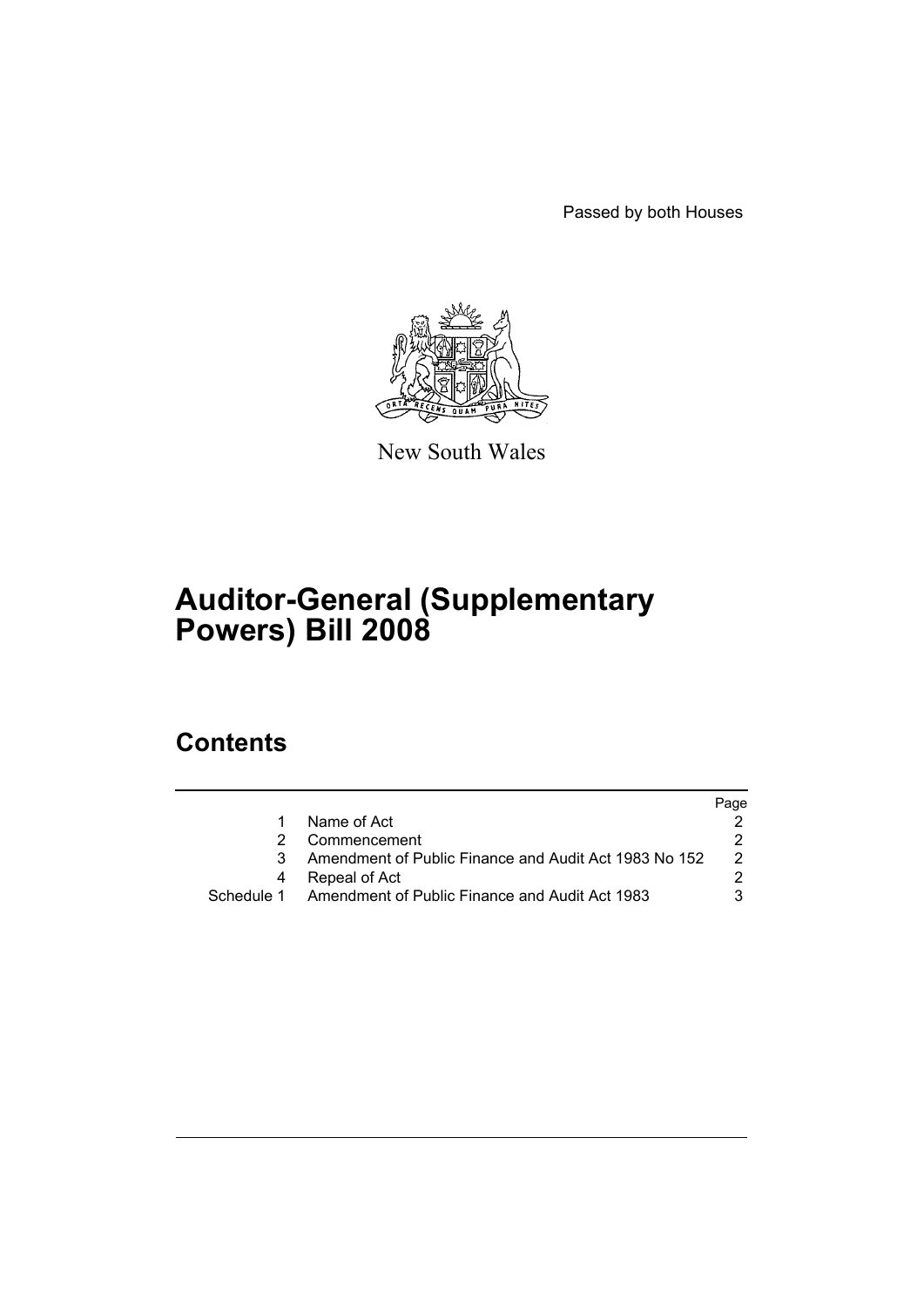Passed by both Houses

New South Wales

# Auditor-General (Supplementary Powers) Bill 2008

## Contents

| | | Page |
|---|---|---|
| 1 | Name of Act | 2 |
| 2 | Commencement | 2 |
| 3 | Amendment of Public Finance and Audit Act 1983 No 152 | 2 |
| 4 | Repeal of Act | 2 |
| Schedule 1 | Amendment of Public Finance and Audit Act 1983 | 3 |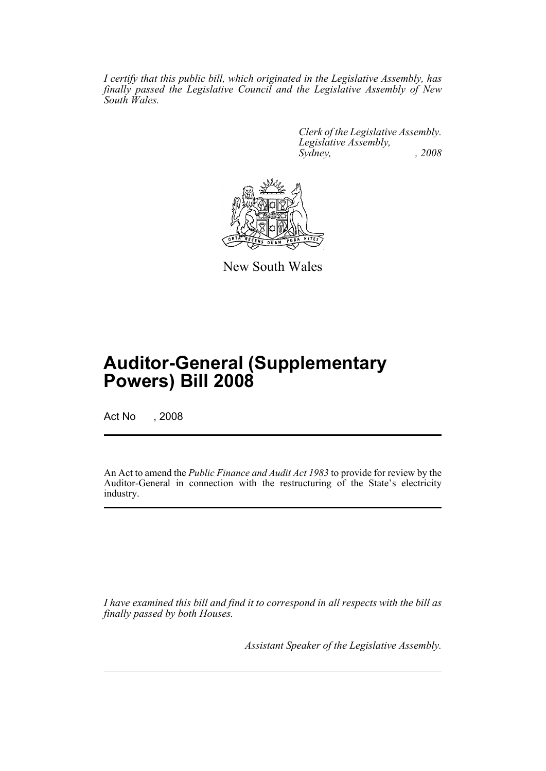*I certify that this public bill, which originated in the Legislative Assembly, has finally passed the Legislative Council and the Legislative Assembly of New South Wales.*

*Clerk of the Legislative Assembly.*
*Legislative Assembly,*
*Sydney, , 2008*

New South Wales

# Auditor-General (Supplementary Powers) Bill 2008

Act No , 2008

An Act to amend the *Public Finance and Audit Act 1983* to provide for review by the Auditor-General in connection with the restructuring of the State's electricity industry.

*I have examined this bill and find it to correspond in all respects with the bill as finally passed by both Houses.*

*Assistant Speaker of the Legislative Assembly.*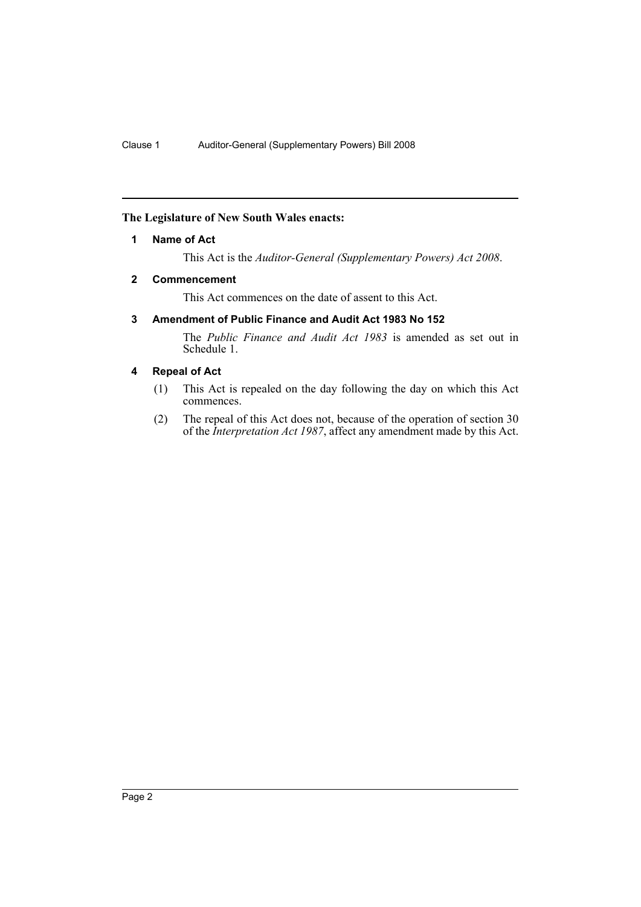**The Legislature of New South Wales enacts:**

## 1 Name of Act

This Act is the *Auditor-General (Supplementary Powers) Act 2008*.

## 2 Commencement

This Act commences on the date of assent to this Act.

## 3 Amendment of Public Finance and Audit Act 1983 No 152

The *Public Finance and Audit Act 1983* is amended as set out in Schedule 1.

## 4 Repeal of Act

(1) This Act is repealed on the day following the day on which this Act commences.

(2) The repeal of this Act does not, because of the operation of section 30 of the *Interpretation Act 1987*, affect any amendment made by this Act.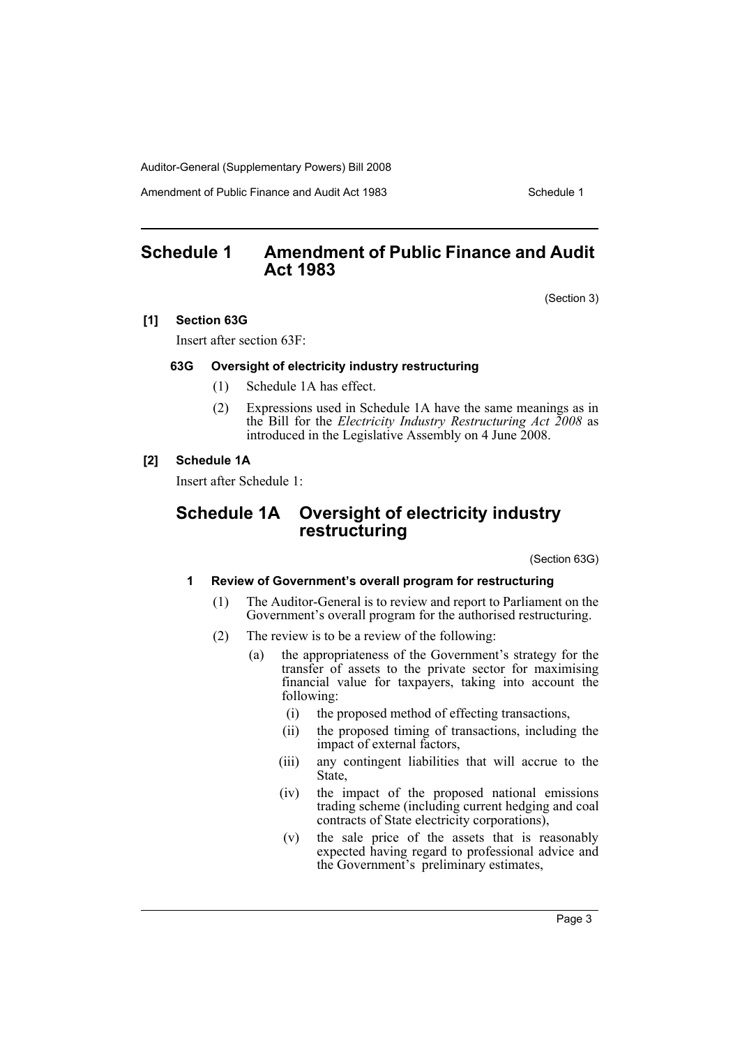## Schedule 1 Amendment of Public Finance and Audit Act 1983

(Section 3)

**[1] Section 63G**

Insert after section 63F:

#### 63G Oversight of electricity industry restructuring

(1) Schedule 1A has effect.

(2) Expressions used in Schedule 1A have the same meanings as in the Bill for the *Electricity Industry Restructuring Act 2008* as introduced in the Legislative Assembly on 4 June 2008.

**[2] Schedule 1A**

Insert after Schedule 1:

### Schedule 1A Oversight of electricity industry restructuring

(Section 63G)

#### 1 Review of Government's overall program for restructuring

(1) The Auditor-General is to review and report to Parliament on the Government's overall program for the authorised restructuring.

(2) The review is to be a review of the following:

(a) the appropriateness of the Government's strategy for the transfer of assets to the private sector for maximising financial value for taxpayers, taking into account the following:

(i) the proposed method of effecting transactions,

(ii) the proposed timing of transactions, including the impact of external factors,

(iii) any contingent liabilities that will accrue to the State,

(iv) the impact of the proposed national emissions trading scheme (including current hedging and coal contracts of State electricity corporations),

(v) the sale price of the assets that is reasonably expected having regard to professional advice and the Government's preliminary estimates,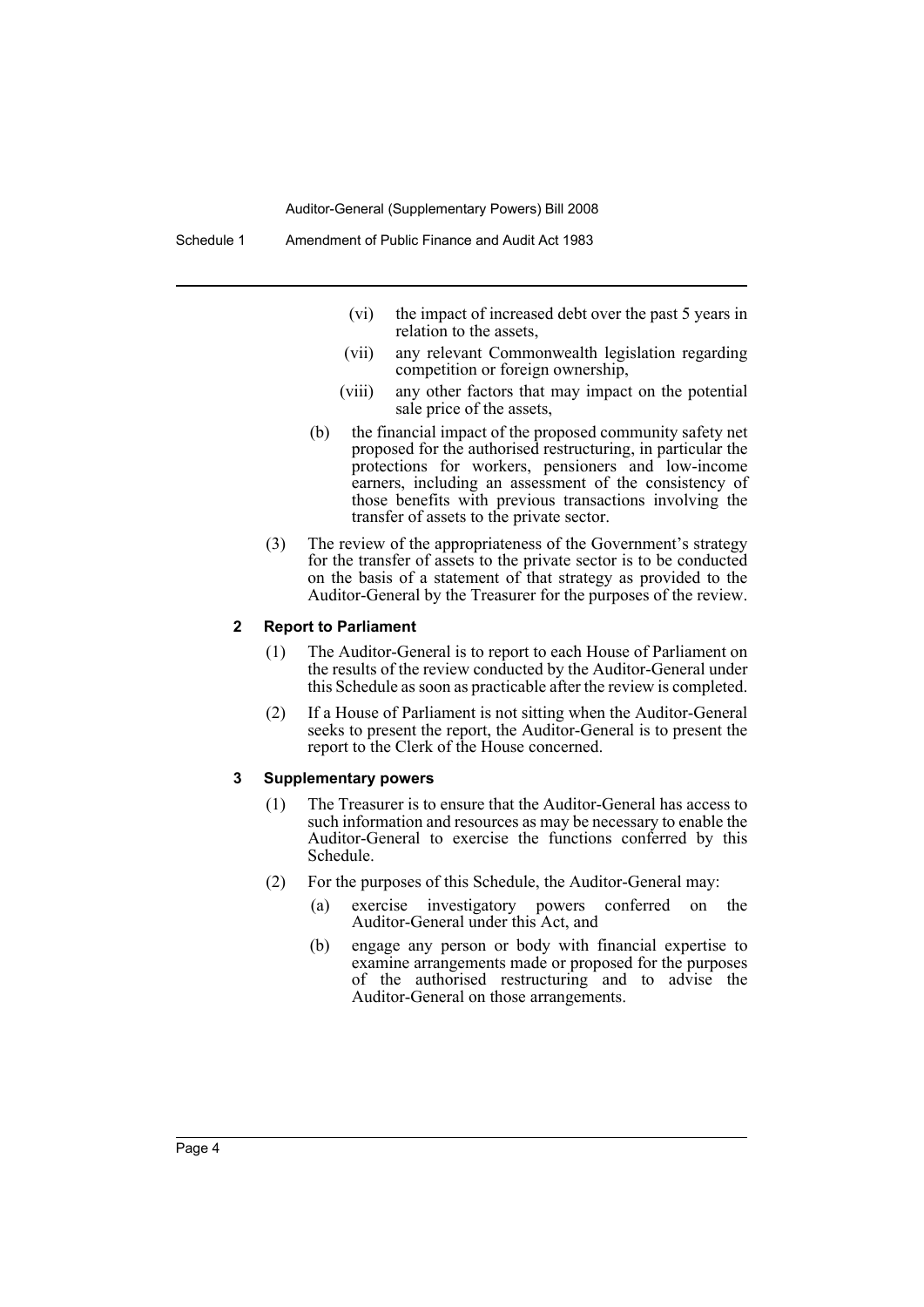(vi) the impact of increased debt over the past 5 years in relation to the assets,

(vii) any relevant Commonwealth legislation regarding competition or foreign ownership,

(viii) any other factors that may impact on the potential sale price of the assets,

(b) the financial impact of the proposed community safety net proposed for the authorised restructuring, in particular the protections for workers, pensioners and low-income earners, including an assessment of the consistency of those benefits with previous transactions involving the transfer of assets to the private sector.

(3) The review of the appropriateness of the Government's strategy for the transfer of assets to the private sector is to be conducted on the basis of a statement of that strategy as provided to the Auditor-General by the Treasurer for the purposes of the review.

### 2 Report to Parliament

(1) The Auditor-General is to report to each House of Parliament on the results of the review conducted by the Auditor-General under this Schedule as soon as practicable after the review is completed.

(2) If a House of Parliament is not sitting when the Auditor-General seeks to present the report, the Auditor-General is to present the report to the Clerk of the House concerned.

### 3 Supplementary powers

(1) The Treasurer is to ensure that the Auditor-General has access to such information and resources as may be necessary to enable the Auditor-General to exercise the functions conferred by this Schedule.

(2) For the purposes of this Schedule, the Auditor-General may:

(a) exercise investigatory powers conferred on the Auditor-General under this Act, and

(b) engage any person or body with financial expertise to examine arrangements made or proposed for the purposes of the authorised restructuring and to advise the Auditor-General on those arrangements.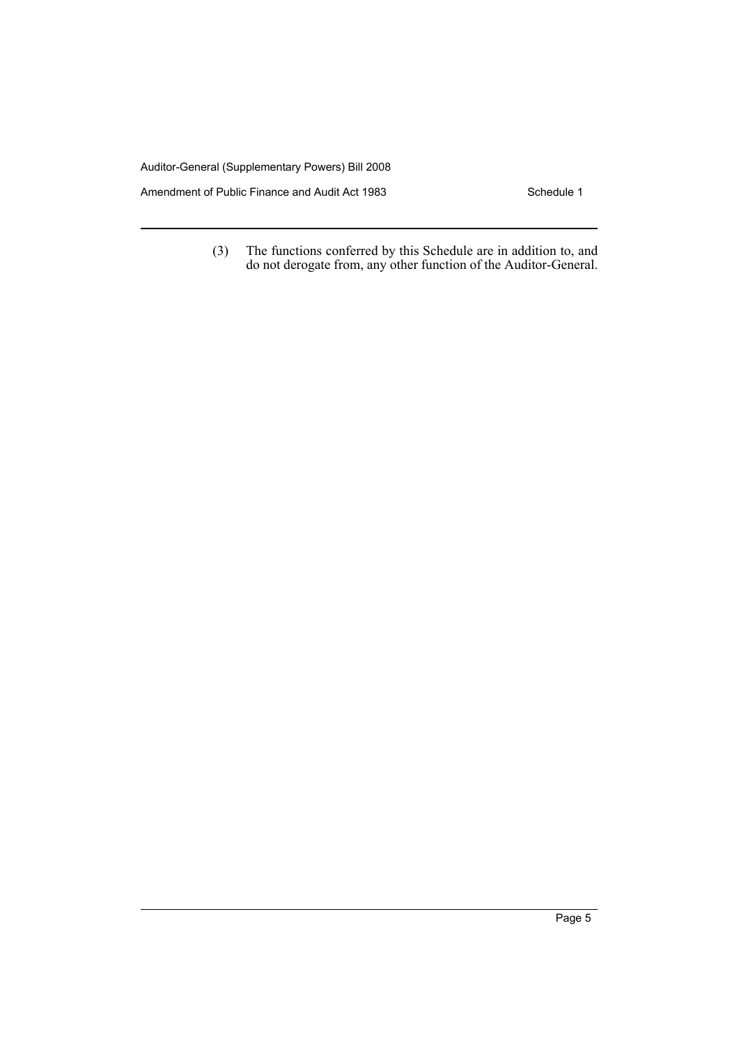(3) The functions conferred by this Schedule are in addition to, and do not derogate from, any other function of the Auditor-General.